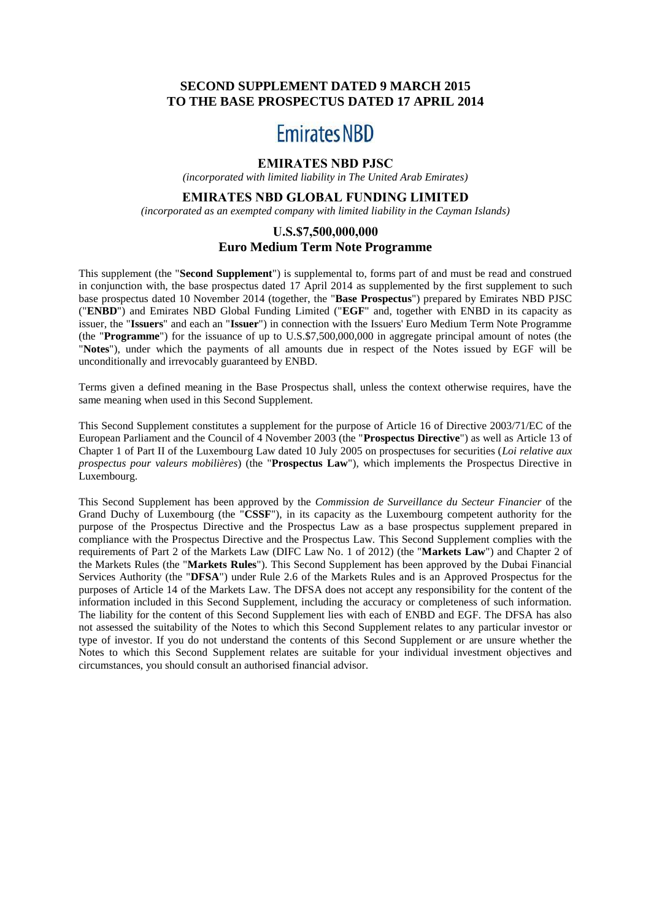# SECOND SUPPLEMENT DATED 9 MARCH 2015 TO THE BASE PROSPECTUS DATED 17 APRIL 2014

Emirates NBD

## EMIRATES NBD PJSC

*(incorporated with limited liability in The United Arab Emirates)*

## EMIRATES NBD GLOBAL FUNDING LIMITED

*(incorporated as an exempted company with limited liability in the Cayman Islands)*

## U.S.$7,500,000,000
## Euro Medium Term Note Programme

This supplement (the "**Second Supplement**") is supplemental to, forms part of and must be read and construed in conjunction with, the base prospectus dated 17 April 2014 as supplemented by the first supplement to such base prospectus dated 10 November 2014 (together, the "**Base Prospectus**") prepared by Emirates NBD PJSC ("**ENBD**") and Emirates NBD Global Funding Limited ("**EGF**" and, together with ENBD in its capacity as issuer, the "**Issuers**" and each an "**Issuer**") in connection with the Issuers' Euro Medium Term Note Programme (the "**Programme**") for the issuance of up to U.S.$7,500,000,000 in aggregate principal amount of notes (the "**Notes**"), under which the payments of all amounts due in respect of the Notes issued by EGF will be unconditionally and irrevocably guaranteed by ENBD.

Terms given a defined meaning in the Base Prospectus shall, unless the context otherwise requires, have the same meaning when used in this Second Supplement.

This Second Supplement constitutes a supplement for the purpose of Article 16 of Directive 2003/71/EC of the European Parliament and the Council of 4 November 2003 (the "**Prospectus Directive**") as well as Article 13 of Chapter 1 of Part II of the Luxembourg Law dated 10 July 2005 on prospectuses for securities (*Loi relative aux prospectus pour valeurs mobilières*) (the "**Prospectus Law**"), which implements the Prospectus Directive in Luxembourg.

This Second Supplement has been approved by the *Commission de Surveillance du Secteur Financier* of the Grand Duchy of Luxembourg (the "**CSSF**"), in its capacity as the Luxembourg competent authority for the purpose of the Prospectus Directive and the Prospectus Law as a base prospectus supplement prepared in compliance with the Prospectus Directive and the Prospectus Law. This Second Supplement complies with the requirements of Part 2 of the Markets Law (DIFC Law No. 1 of 2012) (the "**Markets Law**") and Chapter 2 of the Markets Rules (the "**Markets Rules**"). This Second Supplement has been approved by the Dubai Financial Services Authority (the "**DFSA**") under Rule 2.6 of the Markets Rules and is an Approved Prospectus for the purposes of Article 14 of the Markets Law. The DFSA does not accept any responsibility for the content of the information included in this Second Supplement, including the accuracy or completeness of such information. The liability for the content of this Second Supplement lies with each of ENBD and EGF. The DFSA has also not assessed the suitability of the Notes to which this Second Supplement relates to any particular investor or type of investor. If you do not understand the contents of this Second Supplement or are unsure whether the Notes to which this Second Supplement relates are suitable for your individual investment objectives and circumstances, you should consult an authorised financial advisor.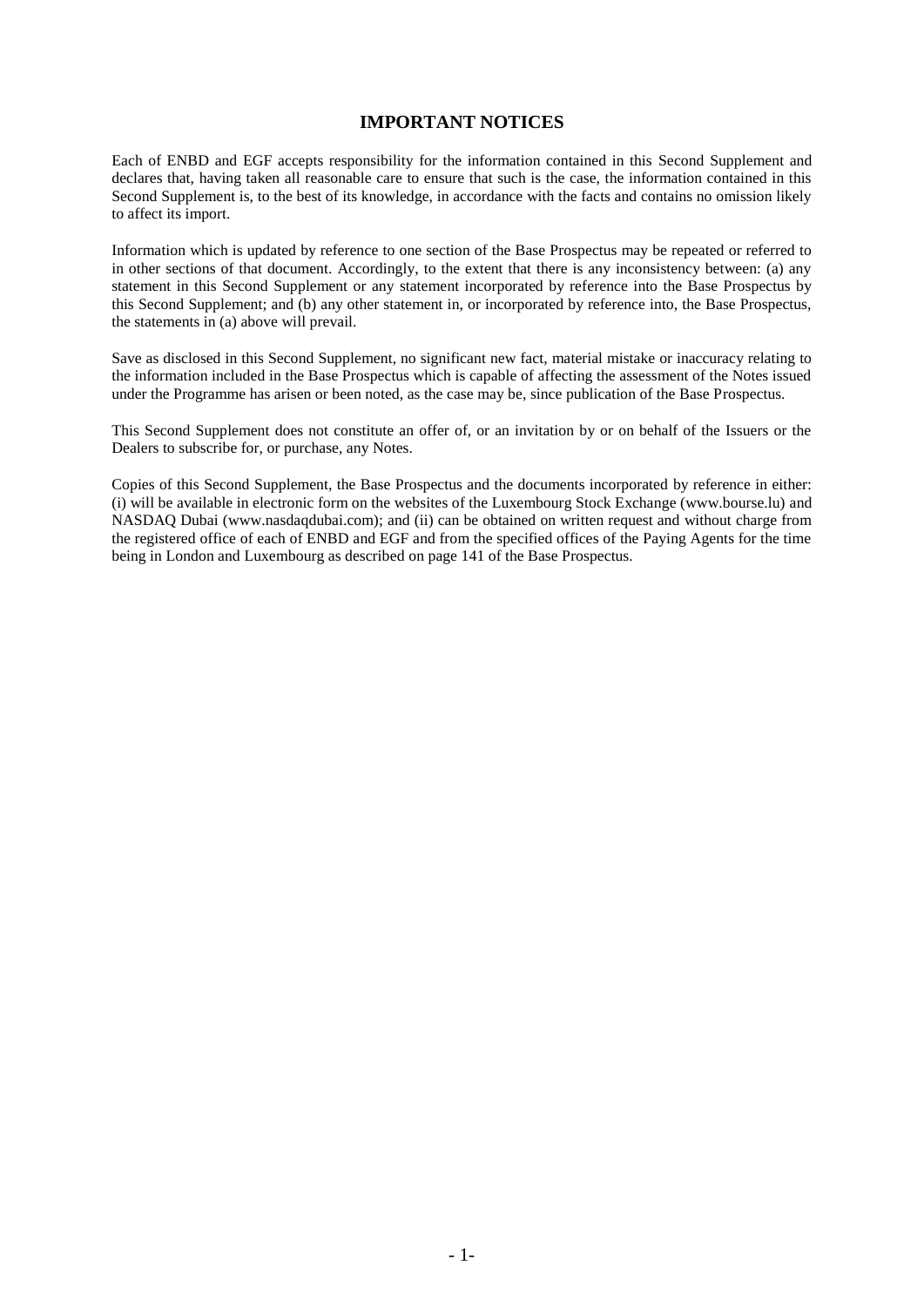## IMPORTANT NOTICES

Each of ENBD and EGF accepts responsibility for the information contained in this Second Supplement and declares that, having taken all reasonable care to ensure that such is the case, the information contained in this Second Supplement is, to the best of its knowledge, in accordance with the facts and contains no omission likely to affect its import.

Information which is updated by reference to one section of the Base Prospectus may be repeated or referred to in other sections of that document. Accordingly, to the extent that there is any inconsistency between: (a) any statement in this Second Supplement or any statement incorporated by reference into the Base Prospectus by this Second Supplement; and (b) any other statement in, or incorporated by reference into, the Base Prospectus, the statements in (a) above will prevail.

Save as disclosed in this Second Supplement, no significant new fact, material mistake or inaccuracy relating to the information included in the Base Prospectus which is capable of affecting the assessment of the Notes issued under the Programme has arisen or been noted, as the case may be, since publication of the Base Prospectus.

This Second Supplement does not constitute an offer of, or an invitation by or on behalf of the Issuers or the Dealers to subscribe for, or purchase, any Notes.

Copies of this Second Supplement, the Base Prospectus and the documents incorporated by reference in either: (i) will be available in electronic form on the websites of the Luxembourg Stock Exchange (www.bourse.lu) and NASDAQ Dubai (www.nasdaqdubai.com); and (ii) can be obtained on written request and without charge from the registered office of each of ENBD and EGF and from the specified offices of the Paying Agents for the time being in London and Luxembourg as described on page 141 of the Base Prospectus.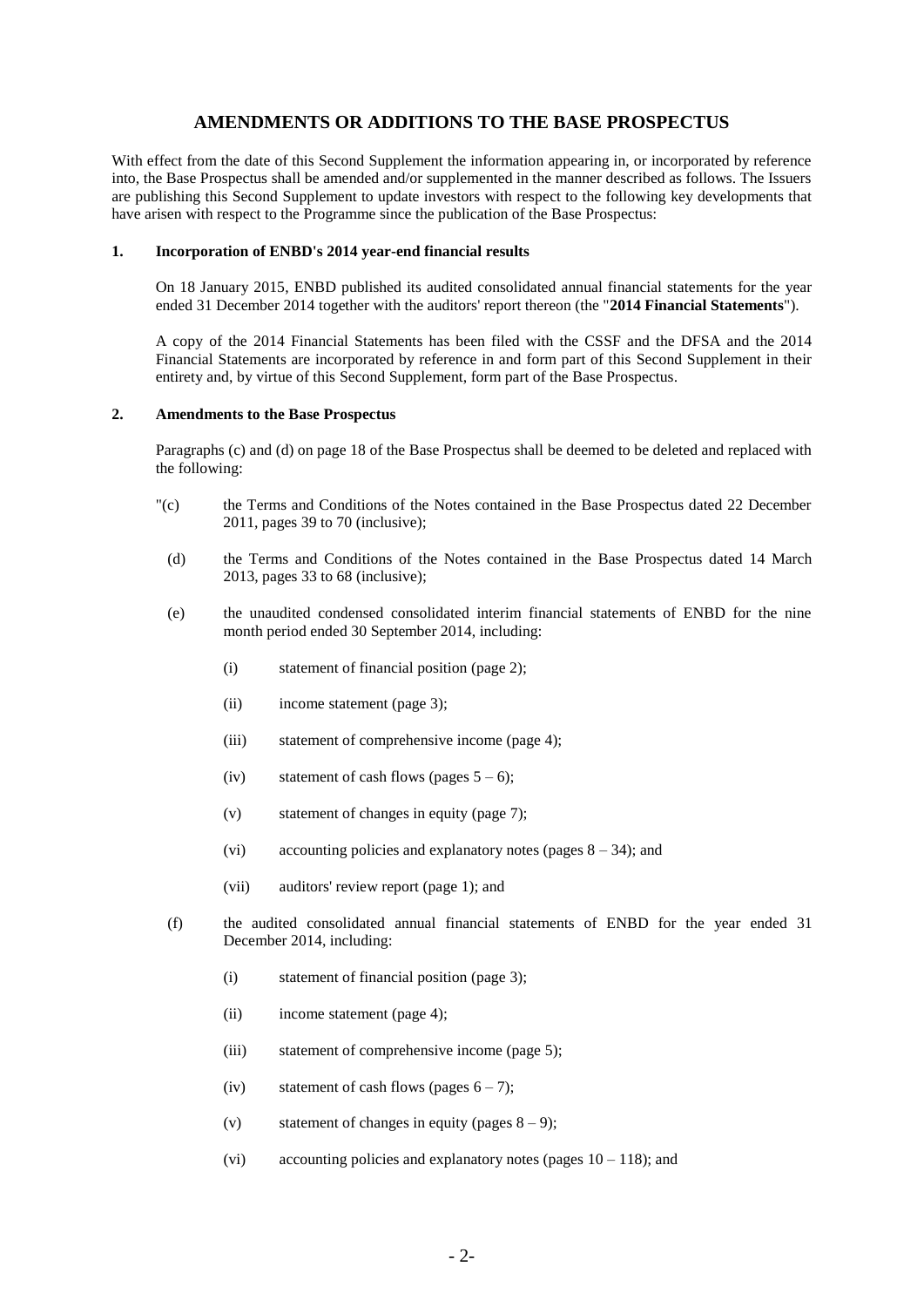# AMENDMENTS OR ADDITIONS TO THE BASE PROSPECTUS

With effect from the date of this Second Supplement the information appearing in, or incorporated by reference into, the Base Prospectus shall be amended and/or supplemented in the manner described as follows. The Issuers are publishing this Second Supplement to update investors with respect to the following key developments that have arisen with respect to the Programme since the publication of the Base Prospectus:

## 1. Incorporation of ENBD's 2014 year-end financial results

On 18 January 2015, ENBD published its audited consolidated annual financial statements for the year ended 31 December 2014 together with the auditors' report thereon (the "**2014 Financial Statements**").

A copy of the 2014 Financial Statements has been filed with the CSSF and the DFSA and the 2014 Financial Statements are incorporated by reference in and form part of this Second Supplement in their entirety and, by virtue of this Second Supplement, form part of the Base Prospectus.

## 2. Amendments to the Base Prospectus

Paragraphs (c) and (d) on page 18 of the Base Prospectus shall be deemed to be deleted and replaced with the following:

"(c) the Terms and Conditions of the Notes contained in the Base Prospectus dated 22 December 2011, pages 39 to 70 (inclusive);

(d) the Terms and Conditions of the Notes contained in the Base Prospectus dated 14 March 2013, pages 33 to 68 (inclusive);

(e) the unaudited condensed consolidated interim financial statements of ENBD for the nine month period ended 30 September 2014, including:

(i) statement of financial position (page 2);

(ii) income statement (page 3);

(iii) statement of comprehensive income (page 4);

(iv) statement of cash flows (pages 5 – 6);

(v) statement of changes in equity (page 7);

(vi) accounting policies and explanatory notes (pages 8 – 34); and

(vii) auditors' review report (page 1); and

(f) the audited consolidated annual financial statements of ENBD for the year ended 31 December 2014, including:

(i) statement of financial position (page 3);

(ii) income statement (page 4);

(iii) statement of comprehensive income (page 5);

(iv) statement of cash flows (pages 6 – 7);

(v) statement of changes in equity (pages 8 – 9);

(vi) accounting policies and explanatory notes (pages 10 – 118); and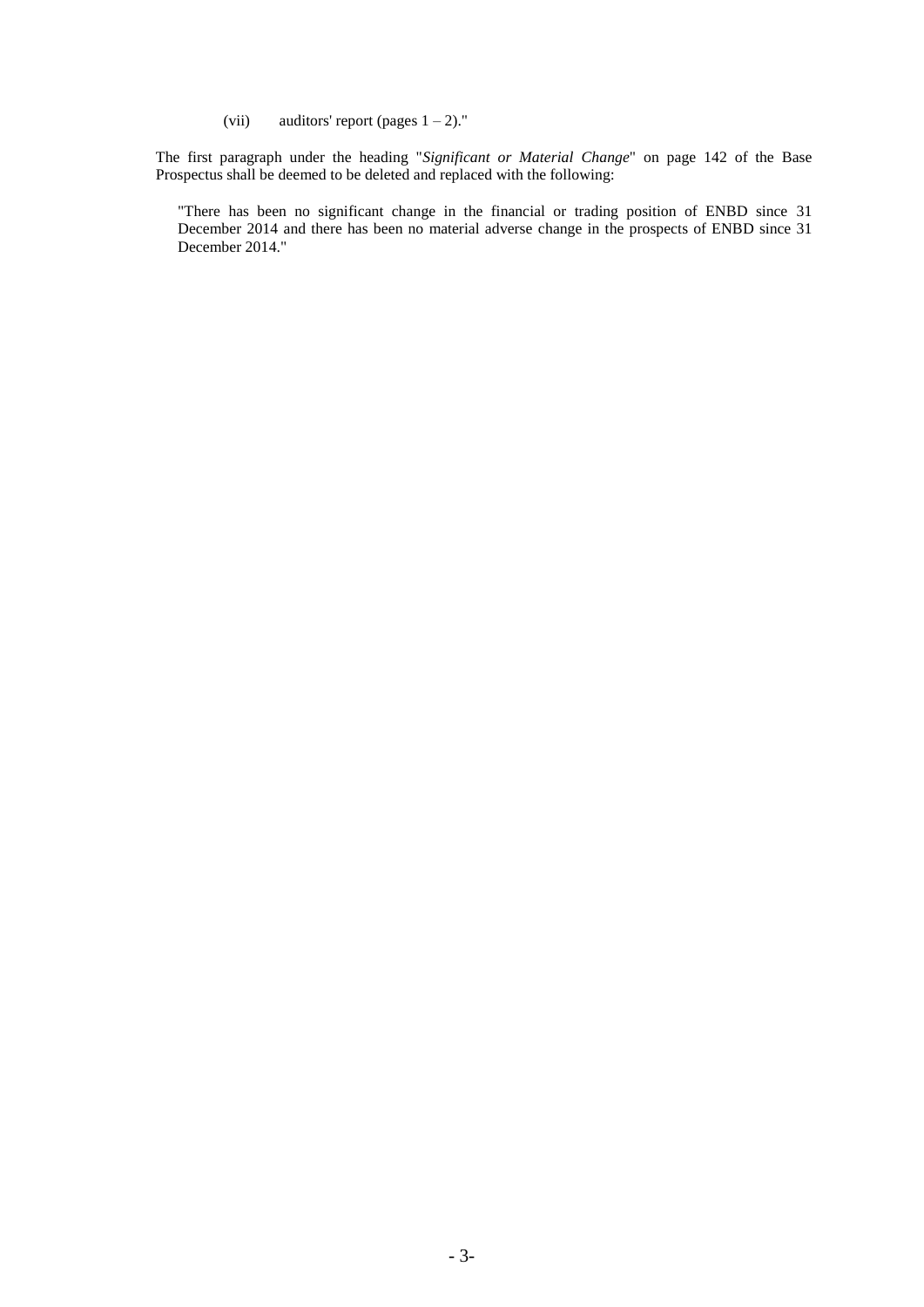(vii) auditors' report (pages 1 – 2)."

The first paragraph under the heading "*Significant or Material Change*" on page 142 of the Base Prospectus shall be deemed to be deleted and replaced with the following:

"There has been no significant change in the financial or trading position of ENBD since 31 December 2014 and there has been no material adverse change in the prospects of ENBD since 31 December 2014."